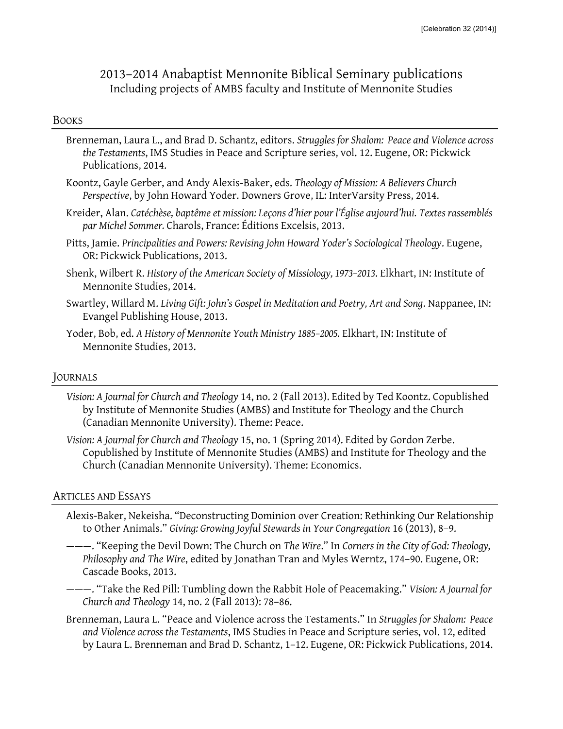# 2013–2014 Anabaptist Mennonite Biblical Seminary publications

Including projects of AMBS faculty and Institute of Mennonite Studies

## Books

Brenneman, Laura L., and Brad D. Schantz, editors. *Struggles for Shalom: Peace and Violence across the Testaments*, IMS Studies in Peace and Scripture series, vol. 12. Eugene, OR: Pickwick Publications, 2014.

Koontz, Gayle Gerber, and Andy Alexis-Baker, eds. *Theology of Mission: A Believers Church Perspective*, by John Howard Yoder. Downers Grove, IL: InterVarsity Press, 2014.

Kreider, Alan. *Catéchèse, baptême et mission: Leçons d'hier pour l'Église aujourd'hui. Textes rassemblés par Michel Sommer.* Charols, France: Éditions Excelsis, 2013.

Pitts, Jamie. *Principalities and Powers: Revising John Howard Yoder's Sociological Theology*. Eugene, OR: Pickwick Publications, 2013.

Shenk, Wilbert R. *History of the American Society of Missiology, 1973–2013*. Elkhart, IN: Institute of Mennonite Studies, 2014.

Swartley, Willard M. *Living Gift: John's Gospel in Meditation and Poetry, Art and Song*. Nappanee, IN: Evangel Publishing House, 2013.

Yoder, Bob, ed. *A History of Mennonite Youth Ministry 1885–2005.* Elkhart, IN: Institute of Mennonite Studies, 2013.

## Journals

*Vision: A Journal for Church and Theology* 14, no. 2 (Fall 2013). Edited by Ted Koontz. Copublished by Institute of Mennonite Studies (AMBS) and Institute for Theology and the Church (Canadian Mennonite University). Theme: Peace.

*Vision: A Journal for Church and Theology* 15, no. 1 (Spring 2014). Edited by Gordon Zerbe. Copublished by Institute of Mennonite Studies (AMBS) and Institute for Theology and the Church (Canadian Mennonite University). Theme: Economics.

## Articles and Essays

Alexis-Baker, Nekeisha. "Deconstructing Dominion over Creation: Rethinking Our Relationship to Other Animals." *Giving: Growing Joyful Stewards in Your Congregation* 16 (2013), 8–9.

———. "Keeping the Devil Down: The Church on *The Wire*." In *Corners in the City of God: Theology, Philosophy and The Wire*, edited by Jonathan Tran and Myles Werntz, 174–90. Eugene, OR: Cascade Books, 2013.

———. "Take the Red Pill: Tumbling down the Rabbit Hole of Peacemaking." *Vision: A Journal for Church and Theology* 14, no. 2 (Fall 2013): 78–86.

Brenneman, Laura L. "Peace and Violence across the Testaments." In *Struggles for Shalom: Peace and Violence across the Testaments*, IMS Studies in Peace and Scripture series, vol. 12, edited by Laura L. Brenneman and Brad D. Schantz, 1–12. Eugene, OR: Pickwick Publications, 2014.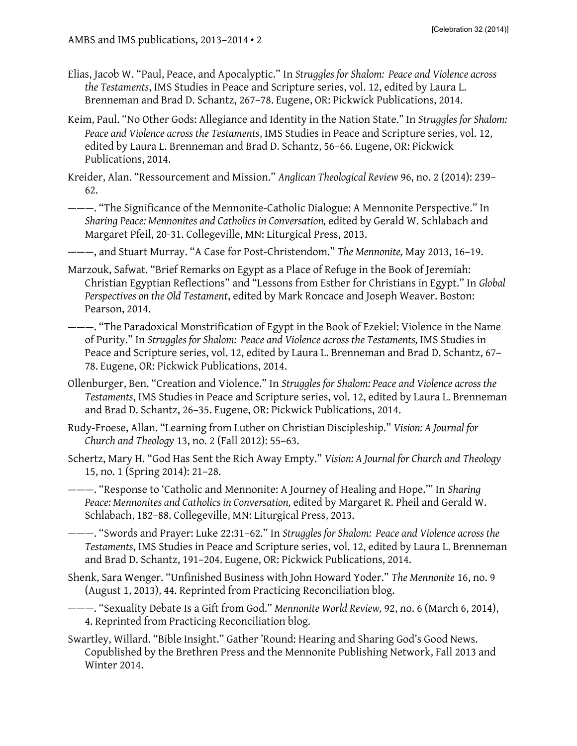Elias, Jacob W. "Paul, Peace, and Apocalyptic." In *Struggles for Shalom: Peace and Violence across the Testaments*, IMS Studies in Peace and Scripture series, vol. 12, edited by Laura L. Brenneman and Brad D. Schantz, 267–78. Eugene, OR: Pickwick Publications, 2014.

Keim, Paul. "No Other Gods: Allegiance and Identity in the Nation State." In *Struggles for Shalom: Peace and Violence across the Testaments*, IMS Studies in Peace and Scripture series, vol. 12, edited by Laura L. Brenneman and Brad D. Schantz, 56–66. Eugene, OR: Pickwick Publications, 2014.

Kreider, Alan. "Ressourcement and Mission." *Anglican Theological Review* 96, no. 2 (2014): 239–62.

———. "The Significance of the Mennonite-Catholic Dialogue: A Mennonite Perspective." In *Sharing Peace: Mennonites and Catholics in Conversation,* edited by Gerald W. Schlabach and Margaret Pfeil, 20-31. Collegeville, MN: Liturgical Press, 2013.

———, and Stuart Murray. "A Case for Post-Christendom." *The Mennonite,* May 2013, 16–19.

Marzouk, Safwat. "Brief Remarks on Egypt as a Place of Refuge in the Book of Jeremiah: Christian Egyptian Reflections" and "Lessons from Esther for Christians in Egypt." In *Global Perspectives on the Old Testament*, edited by Mark Roncace and Joseph Weaver. Boston: Pearson, 2014.

———. "The Paradoxical Monstrification of Egypt in the Book of Ezekiel: Violence in the Name of Purity." In *Struggles for Shalom: Peace and Violence across the Testaments,* IMS Studies in Peace and Scripture series, vol. 12, edited by Laura L. Brenneman and Brad D. Schantz, 67–78. Eugene, OR: Pickwick Publications, 2014.

Ollenburger, Ben. "Creation and Violence." In *Struggles for Shalom: Peace and Violence across the Testaments*, IMS Studies in Peace and Scripture series, vol. 12, edited by Laura L. Brenneman and Brad D. Schantz, 26–35. Eugene, OR: Pickwick Publications, 2014.

Rudy-Froese, Allan. "Learning from Luther on Christian Discipleship." *Vision: A Journal for Church and Theology* 13, no. 2 (Fall 2012): 55–63.

Schertz, Mary H. "God Has Sent the Rich Away Empty." *Vision: A Journal for Church and Theology* 15, no. 1 (Spring 2014): 21–28.

———. "Response to 'Catholic and Mennonite: A Journey of Healing and Hope.'" In *Sharing Peace: Mennonites and Catholics in Conversation,* edited by Margaret R. Pheil and Gerald W. Schlabach, 182–88. Collegeville, MN: Liturgical Press, 2013.

———. "Swords and Prayer: Luke 22:31–62." In *Struggles for Shalom: Peace and Violence across the Testaments*, IMS Studies in Peace and Scripture series, vol. 12, edited by Laura L. Brenneman and Brad D. Schantz, 191–204. Eugene, OR: Pickwick Publications, 2014.

Shenk, Sara Wenger. "Unfinished Business with John Howard Yoder." *The Mennonite* 16, no. 9 (August 1, 2013), 44. Reprinted from Practicing Reconciliation blog.

———. "Sexuality Debate Is a Gift from God." *Mennonite World Review,* 92, no. 6 (March 6, 2014), 4. Reprinted from Practicing Reconciliation blog.

Swartley, Willard. "Bible Insight." Gather 'Round: Hearing and Sharing God's Good News. Copublished by the Brethren Press and the Mennonite Publishing Network, Fall 2013 and Winter 2014.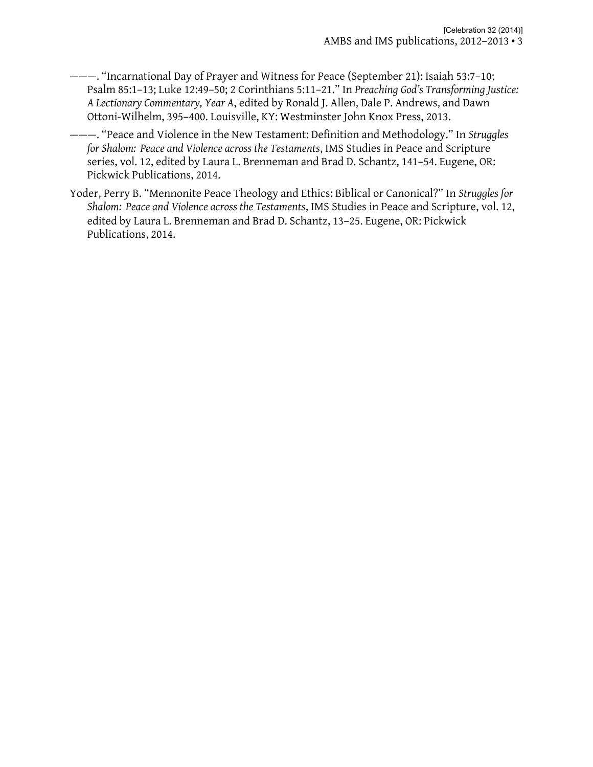———. "Incarnational Day of Prayer and Witness for Peace (September 21): Isaiah 53:7–10; Psalm 85:1–13; Luke 12:49–50; 2 Corinthians 5:11–21." In *Preaching God's Transforming Justice: A Lectionary Commentary, Year A*, edited by Ronald J. Allen, Dale P. Andrews, and Dawn Ottoni-Wilhelm, 395–400. Louisville, KY: Westminster John Knox Press, 2013.

———. "Peace and Violence in the New Testament: Definition and Methodology." In *Struggles for Shalom: Peace and Violence across the Testaments*, IMS Studies in Peace and Scripture series, vol. 12, edited by Laura L. Brenneman and Brad D. Schantz, 141–54. Eugene, OR: Pickwick Publications, 2014.

Yoder, Perry B. "Mennonite Peace Theology and Ethics: Biblical or Canonical?" In *Struggles for Shalom: Peace and Violence across the Testaments*, IMS Studies in Peace and Scripture, vol. 12, edited by Laura L. Brenneman and Brad D. Schantz, 13–25. Eugene, OR: Pickwick Publications, 2014.